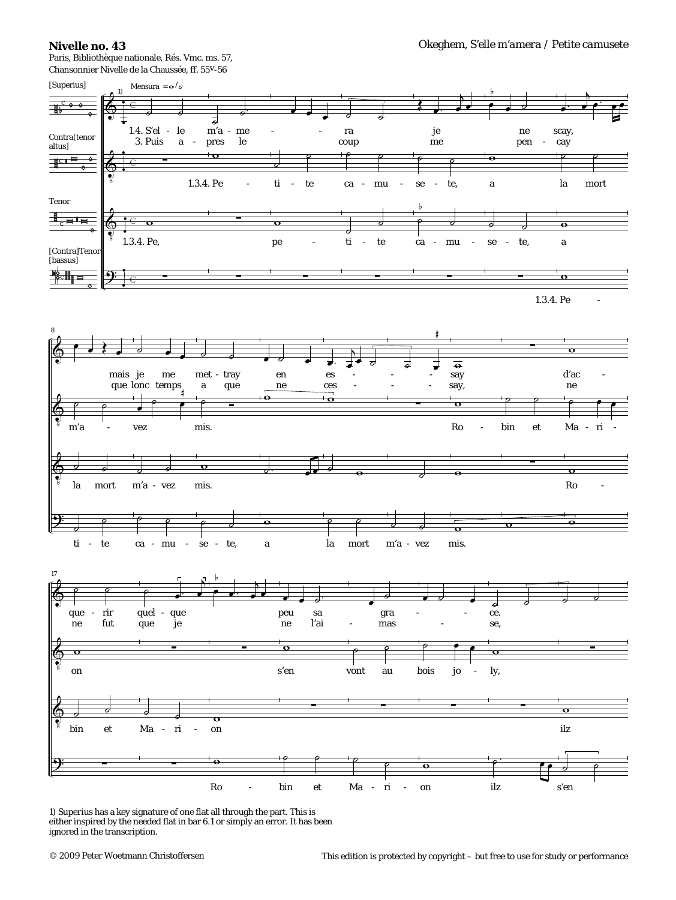**Nivelle no. 43**

Paris, Bibliothèque nationale, Rés. Vmc. ms. 57,
Chansonnier Nivelle de la Chaussée, ff. 55v-56

Okeghem, S'elle m'amera / Petite camusete

[Superius]

Contra(tenor altus]

Tenor

[Contra]Tenor [bassus]

Mensura = o / d

1.4. S'el - le m'a - me - - ra je ne scay, mais je me met - tray en es - - - - say d'ac - que - rir quel - que peu sa gra - - ce.

3. Puis a - pres le coup me pen - cay que lonc temps a que ne ces - - - - say, ne ne fut que je ne l'ai - mas - se,

1.3.4. Pe - ti - te ca - mu - se - te, a la mort m'a - vez mis. Ro - bin et Ma - ri - on s'en vont au bois jo - ly,

1.3.4. Pe, pe - ti - te ca - mu - se - te, a la mort m'a - vez mis. Ro - bin et Ma - ri - on ilz

1.3.4. Pe - ti - te ca - mu - se - te, a la mort m'a - vez mis. Ro - bin et Ma - ri - on ilz s'en

1) Superius has a key signature of one flat all through the part. This is either inspired by the needed flat in bar 6.1 or simply an error. It has been ignored in the transcription.

© 2009 Peter Woetmann Christoffersen

This edition is protected by copyright – but free to use for study or performance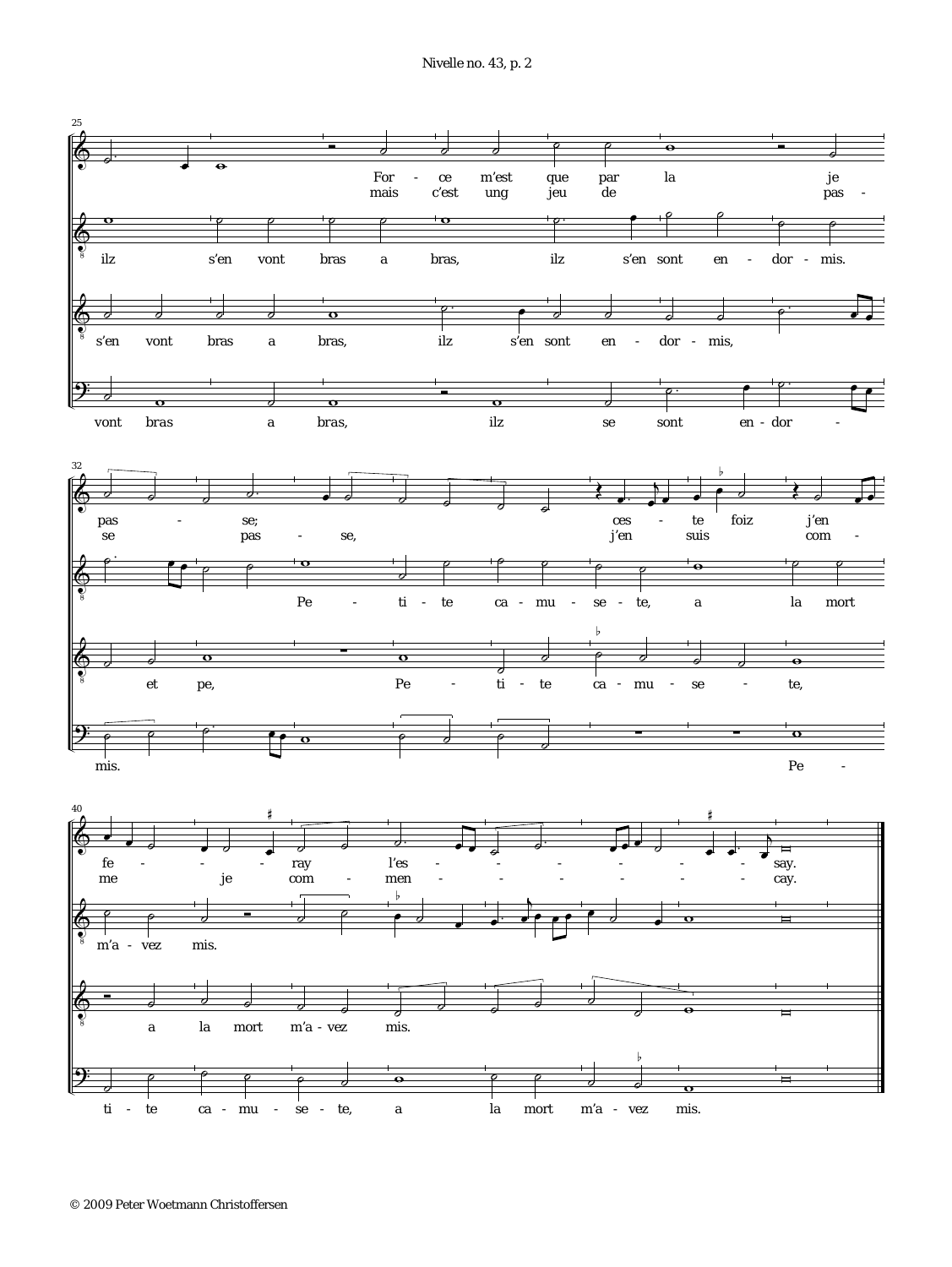25

For - ce m'est que par la je
mais c'est ung jeu de pas -

ilz s'en vont bras a bras, ilz s'en sont en - dor - mis.

s'en vont bras a bras, ilz s'en sont en - dor - mis,

vont bras a bras, ilz se sont en - dor -

32

pas - se; ces - te foiz j'en
se pas - se, j'en suis com -

Pe - ti - te ca - mu - se - te, a la mort

et pe, Pe - ti - te ca - mu - se - te,

mis. Pe -

40

fe - - - ray l'es - - - - - - - say.
me je com - men - - - - - - cay.

m'a - vez mis.

a la mort m'a - vez mis.

ti - te ca - mu - se - te, a la mort m'a - vez mis.

© 2009 Peter Woetmann Christoffersen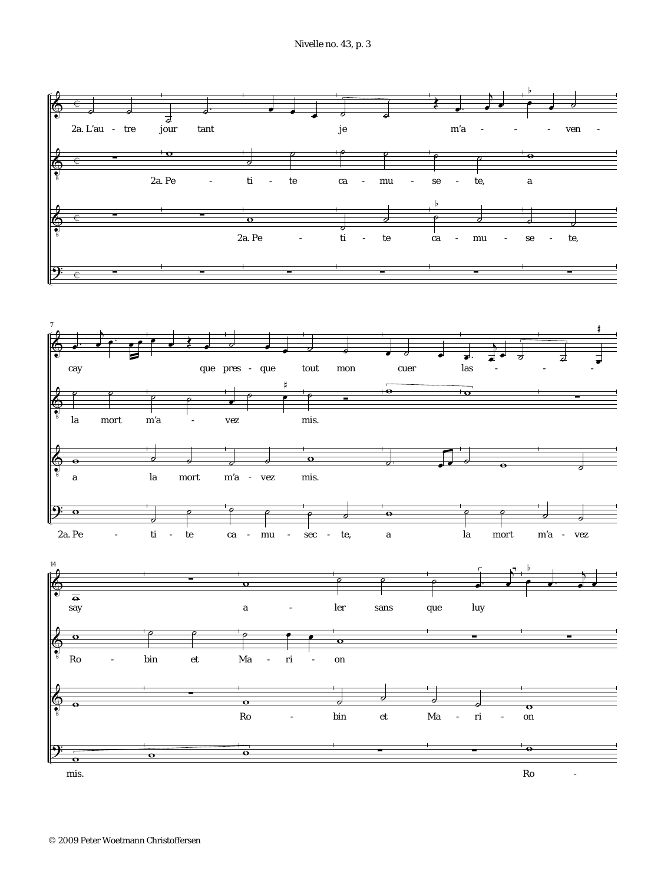2a. L'au - tre jour tant je m'a - - - - ven - cay que pres - que tout mon cuer las - - - - say a - ler sans que luy

2a. Pe - ti - te ca - mu - se - te, a la mort m'a - vez mis. Ro - bin et Ma - ri - on

2a. Pe - ti - te ca - mu - se - te, a la mort m'a - vez mis. Ro - bin et Ma - ri - on

2a. Pe - ti - te ca - mu - sec - te, a la mort m'a - vez mis. Ro -

© 2009 Peter Woetmann Christoffersen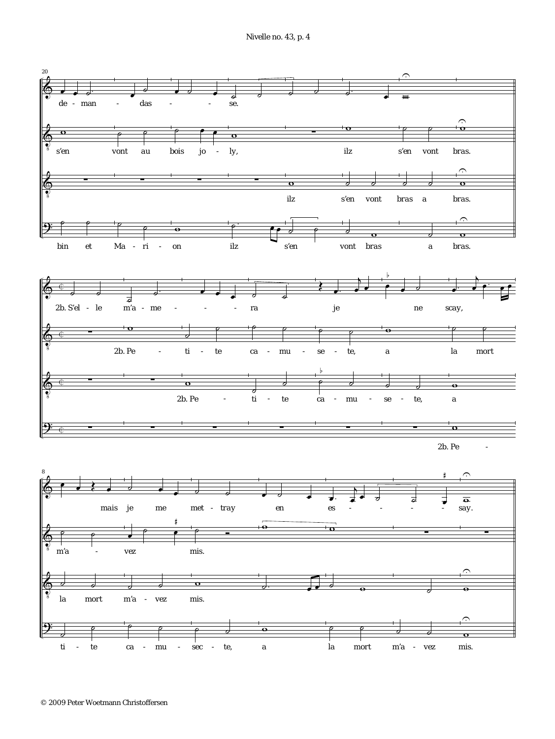20

de - man - das - - se.

s'en vont au bois jo - ly, ilz s'en vont bras.

ilz s'en vont bras a bras.

bin et Ma - ri - on ilz s'en vont bras a bras.

2b. S'el - le m'a - me - - - ra je ne scay,

2b. Pe - ti - te ca - mu - se - te, a la mort

2b. Pe - ti - te ca - mu - se - te, a

2b. Pe -

8

mais je me met - tray en es - - - - say.

m'a - vez mis.

la mort m'a - vez mis.

ti - te ca - mu - sec - te, a la mort m'a - vez mis.

© 2009 Peter Woetmann Christoffersen